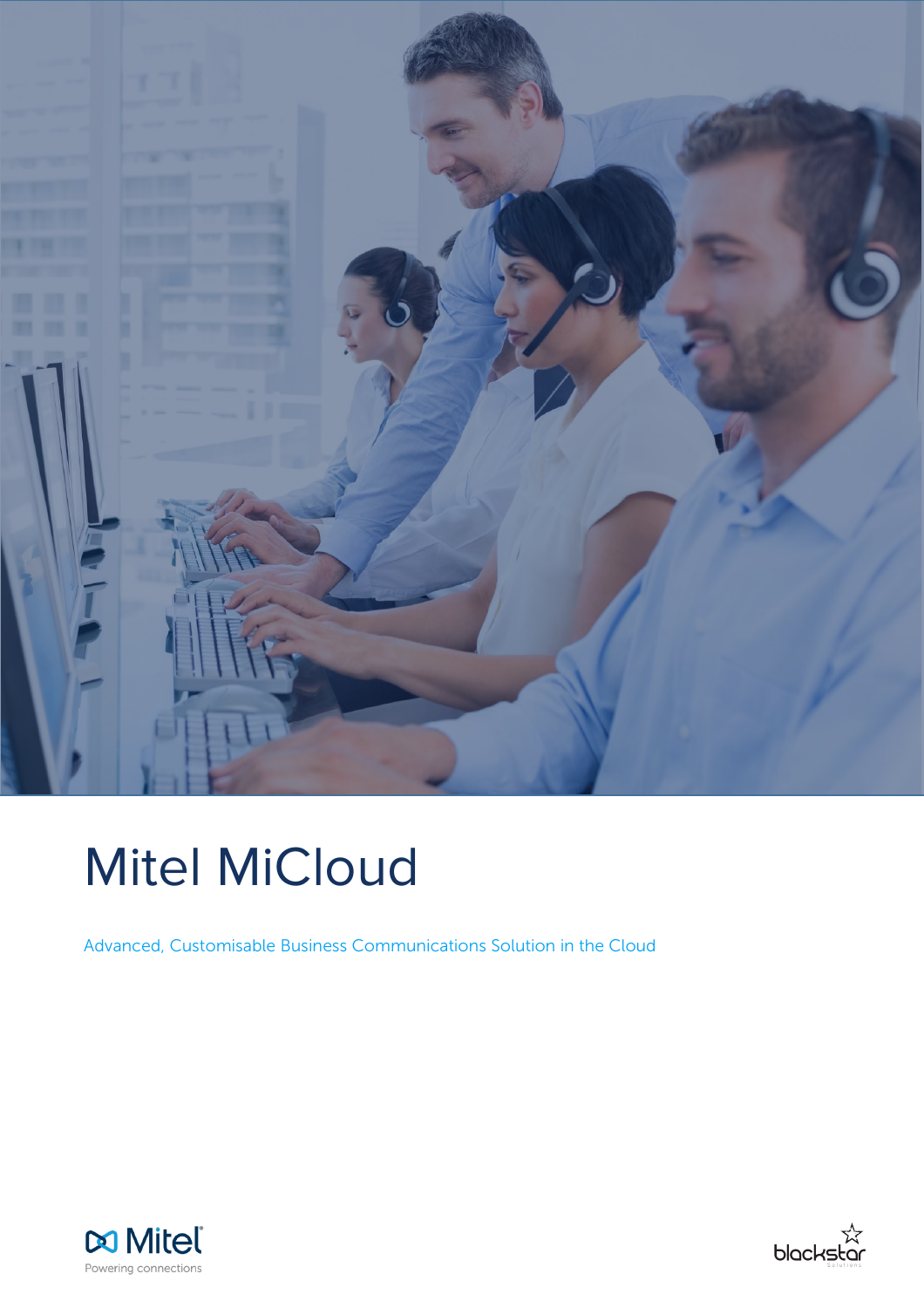# Mitel MiCloud

Advanced, Customisable Business Communications Solution in the Cloud

Mitel
Powering connections

blackstar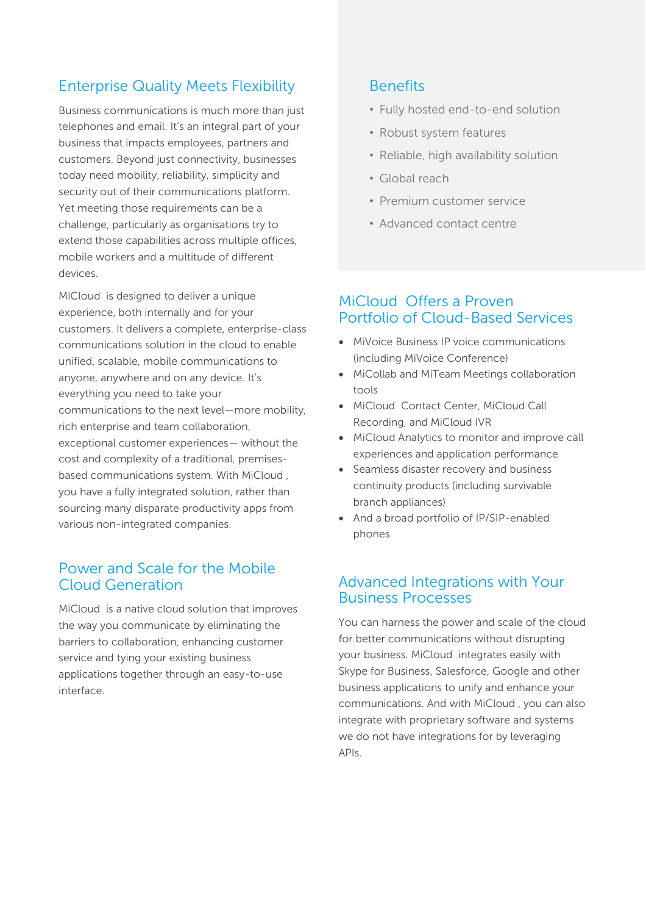## Enterprise Quality Meets Flexibility

Business communications is much more than just telephones and email. It's an integral part of your business that impacts employees, partners and customers. Beyond just connectivity, businesses today need mobility, reliability, simplicity and security out of their communications platform. Yet meeting those requirements can be a challenge, particularly as organisations try to extend those capabilities across multiple offices, mobile workers and a multitude of different devices.

MiCloud is designed to deliver a unique experience, both internally and for your customers. It delivers a complete, enterprise-class communications solution in the cloud to enable unified, scalable, mobile communications to anyone, anywhere and on any device. It's everything you need to take your communications to the next level—more mobility, rich enterprise and team collaboration, exceptional customer experiences— without the cost and complexity of a traditional, premises-based communications system. With MiCloud , you have a fully integrated solution, rather than sourcing many disparate productivity apps from various non-integrated companies.

## Power and Scale for the Mobile Cloud Generation

MiCloud is a native cloud solution that improves the way you communicate by eliminating the barriers to collaboration, enhancing customer service and tying your existing business applications together through an easy-to-use interface.

## Benefits

- Fully hosted end-to-end solution
- Robust system features
- Reliable, high availability solution
- Global reach
- Premium customer service
- Advanced contact centre

## MiCloud Offers a Proven Portfolio of Cloud-Based Services

- MiVoice Business IP voice communications (including MiVoice Conference)
- MiCollab and MiTeam Meetings collaboration tools
- MiCloud Contact Center, MiCloud Call Recording, and MiCloud IVR
- MiCloud Analytics to monitor and improve call experiences and application performance
- Seamless disaster recovery and business continuity products (including survivable branch appliances)
- And a broad portfolio of IP/SIP-enabled phones

## Advanced Integrations with Your Business Processes

You can harness the power and scale of the cloud for better communications without disrupting your business. MiCloud integrates easily with Skype for Business, Salesforce, Google and other business applications to unify and enhance your communications. And with MiCloud , you can also integrate with proprietary software and systems we do not have integrations for by leveraging APIs.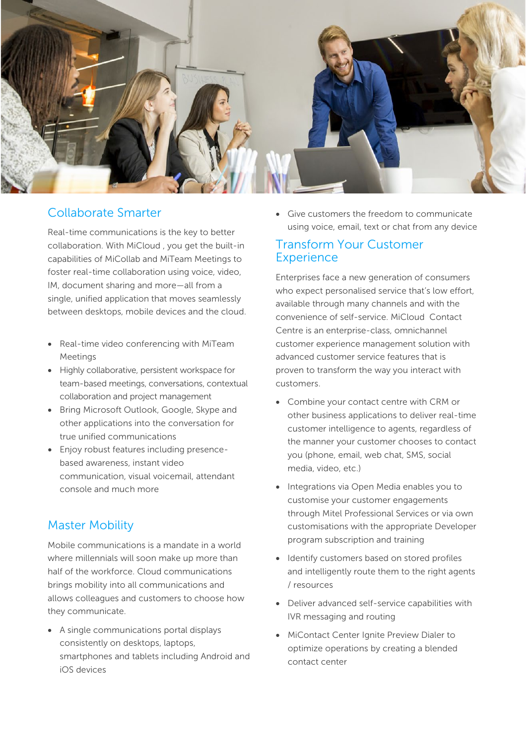## Collaborate Smarter

Real-time communications is the key to better collaboration. With MiCloud , you get the built-in capabilities of MiCollab and MiTeam Meetings to foster real-time collaboration using voice, video, IM, document sharing and more—all from a single, unified application that moves seamlessly between desktops, mobile devices and the cloud.

- Real-time video conferencing with MiTeam Meetings
- Highly collaborative, persistent workspace for team-based meetings, conversations, contextual collaboration and project management
- Bring Microsoft Outlook, Google, Skype and other applications into the conversation for true unified communications
- Enjoy robust features including presence-based awareness, instant video communication, visual voicemail, attendant console and much more

## Master Mobility

Mobile communications is a mandate in a world where millennials will soon make up more than half of the workforce. Cloud communications brings mobility into all communications and allows colleagues and customers to choose how they communicate.

- A single communications portal displays consistently on desktops, laptops, smartphones and tablets including Android and iOS devices
- Give customers the freedom to communicate using voice, email, text or chat from any device

## Transform Your Customer Experience

Enterprises face a new generation of consumers who expect personalised service that's low effort, available through many channels and with the convenience of self-service. MiCloud Contact Centre is an enterprise-class, omnichannel customer experience management solution with advanced customer service features that is proven to transform the way you interact with customers.

- Combine your contact centre with CRM or other business applications to deliver real-time customer intelligence to agents, regardless of the manner your customer chooses to contact you (phone, email, web chat, SMS, social media, video, etc.)
- Integrations via Open Media enables you to customise your customer engagements through Mitel Professional Services or via own customisations with the appropriate Developer program subscription and training
- Identify customers based on stored profiles and intelligently route them to the right agents / resources
- Deliver advanced self-service capabilities with IVR messaging and routing
- MiContact Center Ignite Preview Dialer to optimize operations by creating a blended contact center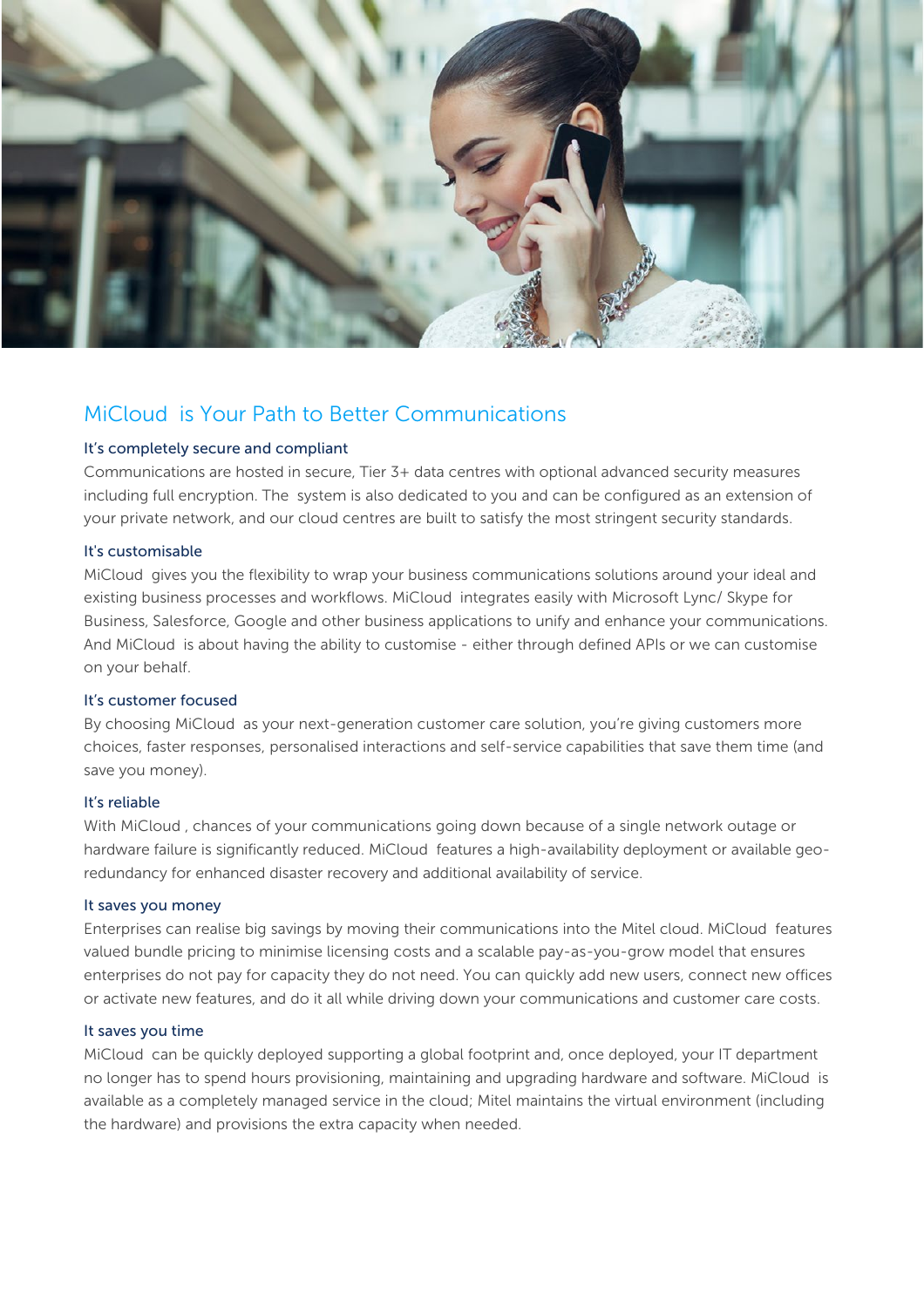## MiCloud is Your Path to Better Communications

### It's completely secure and compliant

Communications are hosted in secure, Tier 3+ data centres with optional advanced security measures including full encryption. The system is also dedicated to you and can be configured as an extension of your private network, and our cloud centres are built to satisfy the most stringent security standards.

### It's customisable

MiCloud gives you the flexibility to wrap your business communications solutions around your ideal and existing business processes and workflows. MiCloud integrates easily with Microsoft Lync/ Skype for Business, Salesforce, Google and other business applications to unify and enhance your communications. And MiCloud is about having the ability to customise - either through defined APIs or we can customise on your behalf.

### It's customer focused

By choosing MiCloud as your next-generation customer care solution, you're giving customers more choices, faster responses, personalised interactions and self-service capabilities that save them time (and save you money).

### It's reliable

With MiCloud , chances of your communications going down because of a single network outage or hardware failure is significantly reduced. MiCloud features a high-availability deployment or available geo-redundancy for enhanced disaster recovery and additional availability of service.

### It saves you money

Enterprises can realise big savings by moving their communications into the Mitel cloud. MiCloud features valued bundle pricing to minimise licensing costs and a scalable pay-as-you-grow model that ensures enterprises do not pay for capacity they do not need. You can quickly add new users, connect new offices or activate new features, and do it all while driving down your communications and customer care costs.

### It saves you time

MiCloud can be quickly deployed supporting a global footprint and, once deployed, your IT department no longer has to spend hours provisioning, maintaining and upgrading hardware and software. MiCloud is available as a completely managed service in the cloud; Mitel maintains the virtual environment (including the hardware) and provisions the extra capacity when needed.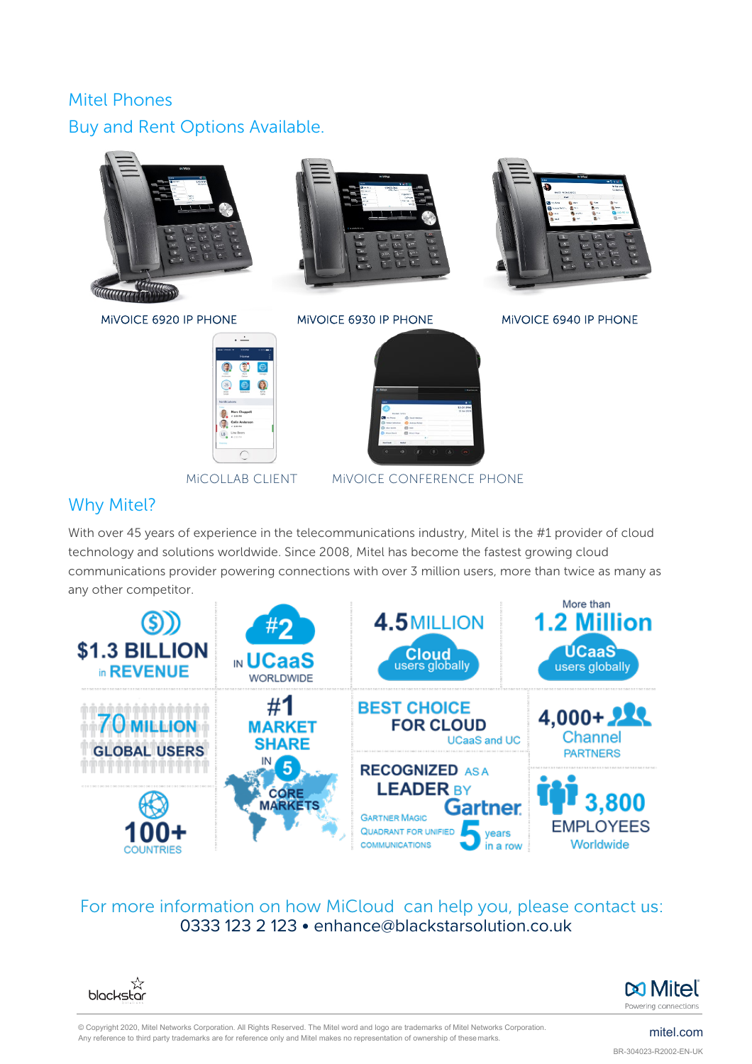## Mitel Phones
## Buy and Rent Options Available.

MiVOICE 6920 IP PHONE

MiVOICE 6930 IP PHONE

MiVOICE 6940 IP PHONE

MiCOLLAB CLIENT

MiVOICE CONFERENCE PHONE

## Why Mitel?

With over 45 years of experience in the telecommunications industry, Mitel is the #1 provider of cloud technology and solutions worldwide. Since 2008, Mitel has become the fastest growing cloud communications provider powering connections with over 3 million users, more than twice as many as any other competitor.

**$1.3 BILLION** in **REVENUE**

**#2** IN **UCaaS** WORLDWIDE

**4.5 MILLION** **Cloud** users globally

More than **1.2 Million** **UCaaS** users globally

**70 MILLION** **GLOBAL USERS**

**#1 MARKET SHARE** IN **5 CORE MARKETS**

**BEST CHOICE FOR CLOUD** UCaaS and UC

**4,000+** Channel PARTNERS

**100+** COUNTRIES

**RECOGNIZED** AS A **LEADER** BY **Gartner**. Gartner Magic Quadrant for Unified Communications **5** years in a row

**3,800** EMPLOYEES Worldwide

For more information on how MiCloud can help you, please contact us:
0333 123 2 123 • enhance@blackstarsolution.co.uk

blackstar

Mitel Powering connections

© Copyright 2020, Mitel Networks Corporation. All Rights Reserved. The Mitel word and logo are trademarks of Mitel Networks Corporation. Any reference to third party trademarks are for reference only and Mitel makes no representation of ownership of these marks.

mitel.com

BR-304023-R2002-EN-UK